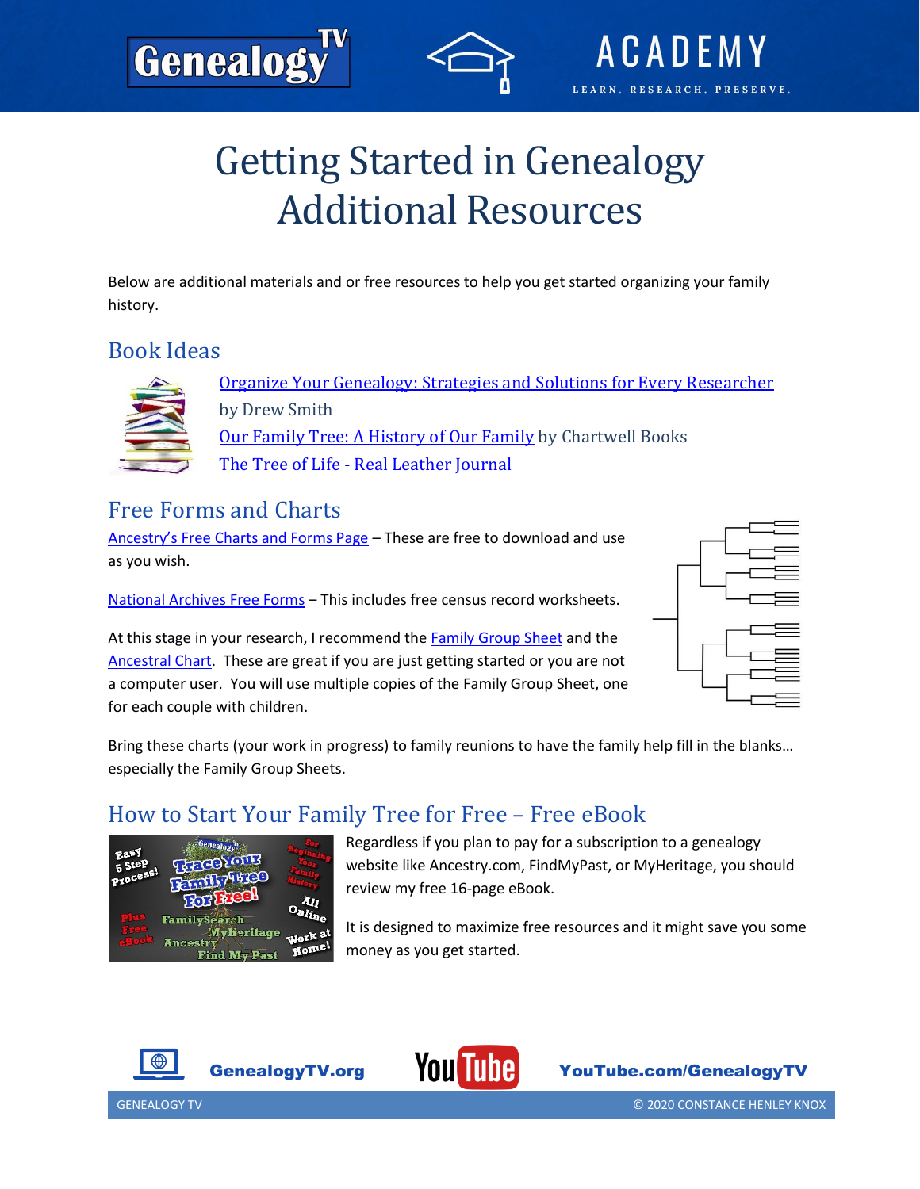# Getting Started in Genealogy Additional Resources

Below are additional materials and or free resources to help you get started organizing your family history.

## Book Ideas

Organize Your Genealogy: Strategies and Solutions for Every Researcher by Drew Smith

Our Family Tree: A History of Our Family by Chartwell Books

The Tree of Life - Real Leather Journal

## Free Forms and Charts

Ancestry's Free Charts and Forms Page – These are free to download and use as you wish.

National Archives Free Forms – This includes free census record worksheets.

At this stage in your research, I recommend the Family Group Sheet and the Ancestral Chart. These are great if you are just getting started or you are not a computer user. You will use multiple copies of the Family Group Sheet, one for each couple with children.

Bring these charts (your work in progress) to family reunions to have the family help fill in the blanks… especially the Family Group Sheets.

## How to Start Your Family Tree for Free – Free eBook

Regardless if you plan to pay for a subscription to a genealogy website like Ancestry.com, FindMyPast, or MyHeritage, you should review my free 16-page eBook.

It is designed to maximize free resources and it might save you some money as you get started.

GenealogyTV.org

YouTube.com/GenealogyTV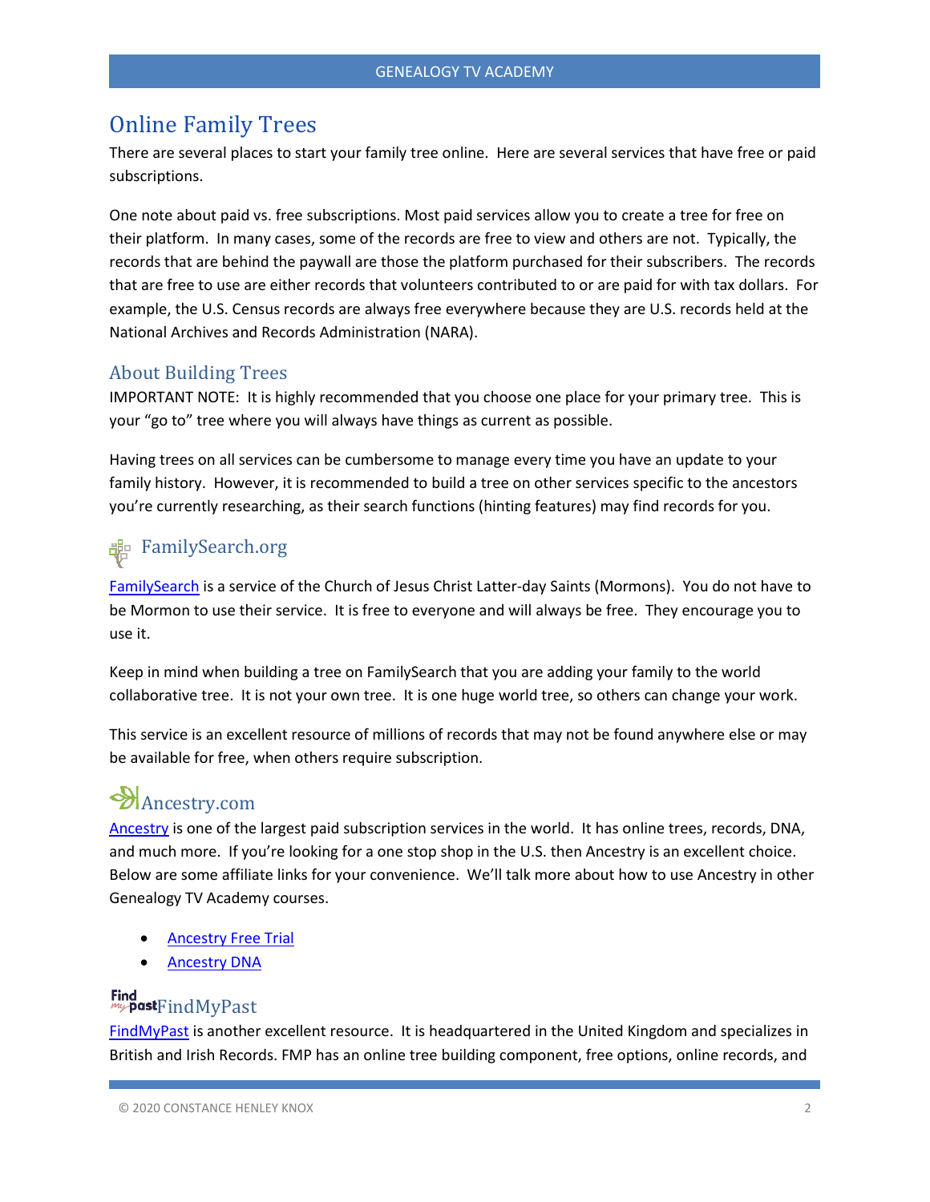# Online Family Trees

There are several places to start your family tree online. Here are several services that have free or paid subscriptions.

One note about paid vs. free subscriptions. Most paid services allow you to create a tree for free on their platform. In many cases, some of the records are free to view and others are not. Typically, the records that are behind the paywall are those the platform purchased for their subscribers. The records that are free to use are either records that volunteers contributed to or are paid for with tax dollars. For example, the U.S. Census records are always free everywhere because they are U.S. records held at the National Archives and Records Administration (NARA).

## About Building Trees

IMPORTANT NOTE: It is highly recommended that you choose one place for your primary tree. This is your "go to" tree where you will always have things as current as possible.

Having trees on all services can be cumbersome to manage every time you have an update to your family history. However, it is recommended to build a tree on other services specific to the ancestors you're currently researching, as their search functions (hinting features) may find records for you.

## FamilySearch.org

FamilySearch is a service of the Church of Jesus Christ Latter-day Saints (Mormons). You do not have to be Mormon to use their service. It is free to everyone and will always be free. They encourage you to use it.

Keep in mind when building a tree on FamilySearch that you are adding your family to the world collaborative tree. It is not your own tree. It is one huge world tree, so others can change your work.

This service is an excellent resource of millions of records that may not be found anywhere else or may be available for free, when others require subscription.

## Ancestry.com

Ancestry is one of the largest paid subscription services in the world. It has online trees, records, DNA, and much more. If you're looking for a one stop shop in the U.S. then Ancestry is an excellent choice. Below are some affiliate links for your convenience. We'll talk more about how to use Ancestry in other Genealogy TV Academy courses.

- Ancestry Free Trial
- Ancestry DNA

## FindMyPast

FindMyPast is another excellent resource. It is headquartered in the United Kingdom and specializes in British and Irish Records. FMP has an online tree building component, free options, online records, and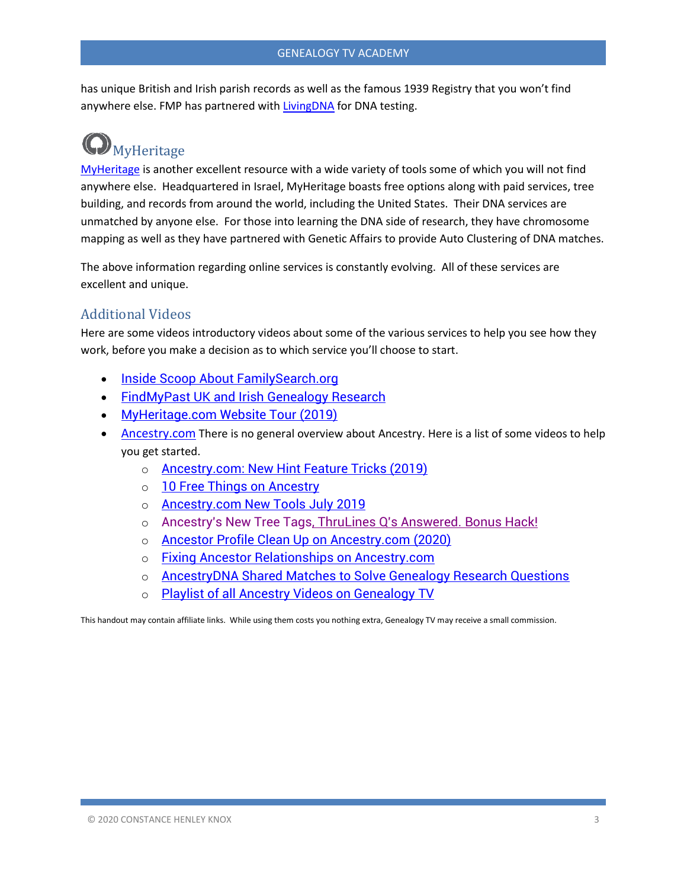has unique British and Irish parish records as well as the famous 1939 Registry that you won't find anywhere else. FMP has partnered with LivingDNA for DNA testing.

## MyHeritage

MyHeritage is another excellent resource with a wide variety of tools some of which you will not find anywhere else. Headquartered in Israel, MyHeritage boasts free options along with paid services, tree building, and records from around the world, including the United States. Their DNA services are unmatched by anyone else. For those into learning the DNA side of research, they have chromosome mapping as well as they have partnered with Genetic Affairs to provide Auto Clustering of DNA matches.

The above information regarding online services is constantly evolving. All of these services are excellent and unique.

## Additional Videos

Here are some videos introductory videos about some of the various services to help you see how they work, before you make a decision as to which service you'll choose to start.

- Inside Scoop About FamilySearch.org
- FindMyPast UK and Irish Genealogy Research
- MyHeritage.com Website Tour (2019)
- Ancestry.com There is no general overview about Ancestry. Here is a list of some videos to help you get started.
  - Ancestry.com: New Hint Feature Tricks (2019)
  - 10 Free Things on Ancestry
  - Ancestry.com New Tools July 2019
  - Ancestry's New Tree Tags, ThruLines Q's Answered. Bonus Hack!
  - Ancestor Profile Clean Up on Ancestry.com (2020)
  - Fixing Ancestor Relationships on Ancestry.com
  - AncestryDNA Shared Matches to Solve Genealogy Research Questions
  - Playlist of all Ancestry Videos on Genealogy TV

This handout may contain affiliate links. While using them costs you nothing extra, Genealogy TV may receive a small commission.